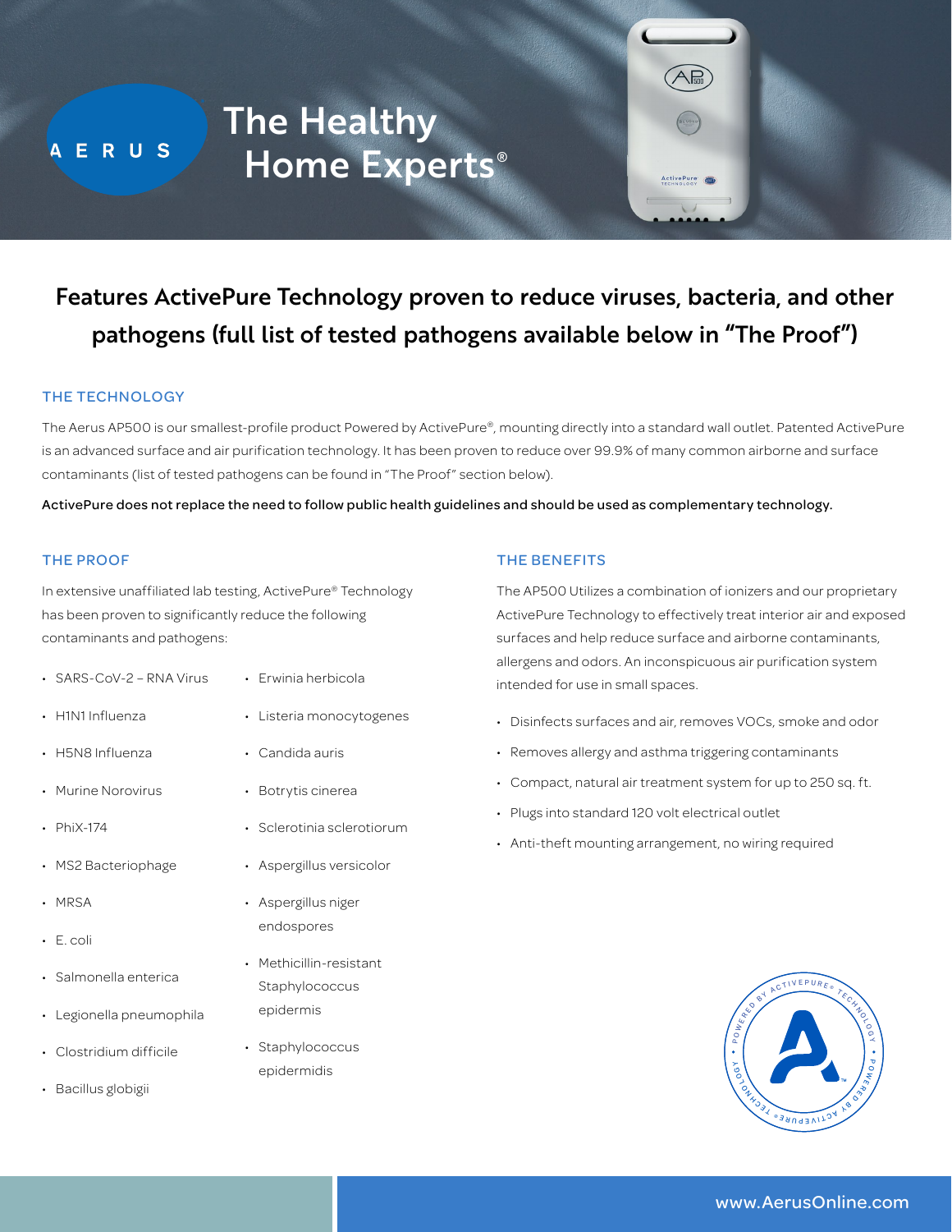AERUS

# The Healthy Home Experts®

## Features ActivePure Technology proven to reduce viruses, bacteria, and other pathogens (full list of tested pathogens available below in "The Proof")

### THE TECHNOLOGY

The Aerus AP500 is our smallest-profile product Powered by ActivePure®, mounting directly into a standard wall outlet. Patented ActivePure is an advanced surface and air purification technology. It has been proven to reduce over 99.9% of many common airborne and surface contaminants (list of tested pathogens can be found in "The Proof" section below).

**ActivePure does not replace the need to follow public health guidelines and should be used as complementary technology.**

### THE PROOF

In extensive unaffiliated lab testing, ActivePure® Technology has been proven to significantly reduce the following contaminants and pathogens:

- SARS-CoV-2 – RNA Virus
- H1N1 Influenza
- H5N8 Influenza
- Murine Norovirus
- PhiX-174
- MS2 Bacteriophage
- MRSA
- E. coli
- Salmonella enterica
- Legionella pneumophila
- Clostridium difficile
- Bacillus globigii
- Erwinia herbicola
- Listeria monocytogenes
- Candida auris
- Botrytis cinerea
- Sclerotinia sclerotiorum
- Aspergillus versicolor
- Aspergillus niger endospores
- Methicillin-resistant Staphylococcus epidermis
- Staphylococcus epidermidis

### THE BENEFITS

The AP500 Utilizes a combination of ionizers and our proprietary ActivePure Technology to effectively treat interior air and exposed surfaces and help reduce surface and airborne contaminants, allergens and odors. An inconspicuous air purification system intended for use in small spaces.

- Disinfects surfaces and air, removes VOCs, smoke and odor
- Removes allergy and asthma triggering contaminants
- Compact, natural air treatment system for up to 250 sq. ft.
- Plugs into standard 120 volt electrical outlet
- Anti-theft mounting arrangement, no wiring required

www.AerusOnline.com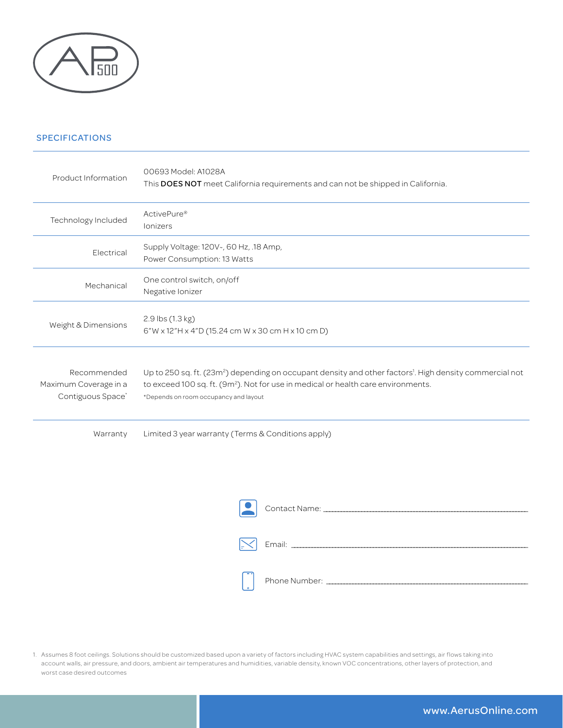AP 500

## SPECIFICATIONS

| | |
|---|---|
| Product Information | 00693 Model: A1028A<br>This **DOES NOT** meet California requirements and can not be shipped in California. |
| Technology Included | ActivePure®<br>Ionizers |
| Electrical | Supply Voltage: 120V~, 60 Hz, .18 Amp,<br>Power Consumption: 13 Watts |
| Mechanical | One control switch, on/off<br>Negative Ionizer |
| Weight & Dimensions | 2.9 lbs (1.3 kg)<br>6"W x 12"H x 4"D (15.24 cm W x 30 cm H x 10 cm D) |
| Recommended Maximum Coverage in a Contiguous Space* | Up to 250 sq. ft. (23m²) depending on occupant density and other factors[1]. High density commercial not to exceed 100 sq. ft. (9m²). Not for use in medical or health care environments.<br>*Depends on room occupancy and layout |
| Warranty | Limited 3 year warranty (Terms & Conditions apply) |

Contact Name: \_\_\_\_\_\_\_\_\_\_\_\_\_\_\_\_\_\_\_\_\_\_\_\_\_\_\_\_

Email: \_\_\_\_\_\_\_\_\_\_\_\_\_\_\_\_\_\_\_\_\_\_\_\_\_\_\_\_

Phone Number: \_\_\_\_\_\_\_\_\_\_\_\_\_\_\_\_\_\_\_\_\_\_\_\_\_\_\_\_

1. Assumes 8 foot ceilings. Solutions should be customized based upon a variety of factors including HVAC system capabilities and settings, air flows taking into account walls, air pressure, and doors, ambient air temperatures and humidities, variable density, known VOC concentrations, other layers of protection, and worst case desired outcomes

www.AerusOnline.com